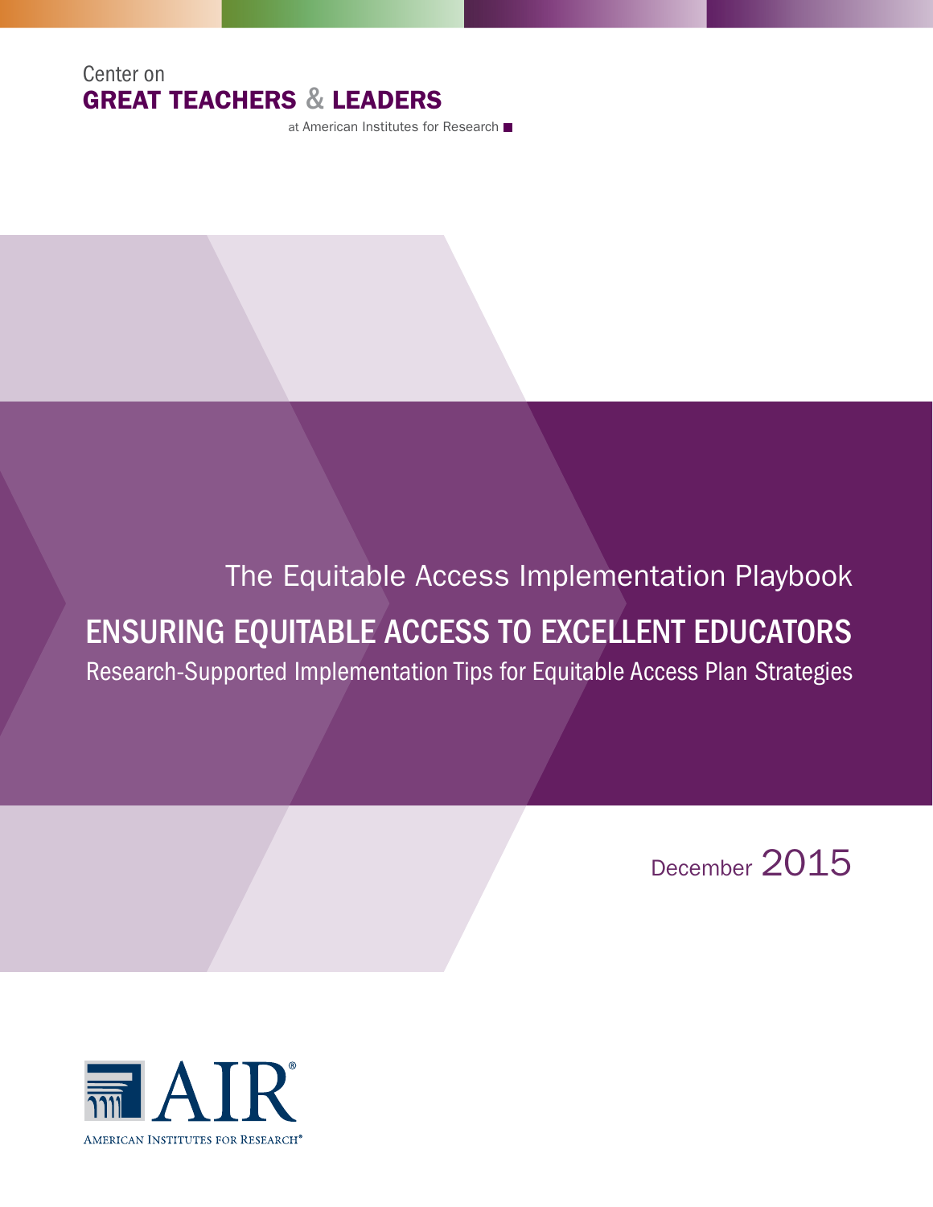Center on
**GREAT TEACHERS & LEADERS**
at American Institutes for Research

The Equitable Access Implementation Playbook

# ENSURING EQUITABLE ACCESS TO EXCELLENT EDUCATORS

## Research-Supported Implementation Tips for Equitable Access Plan Strategies

December 2015

AIR
American Institutes for Research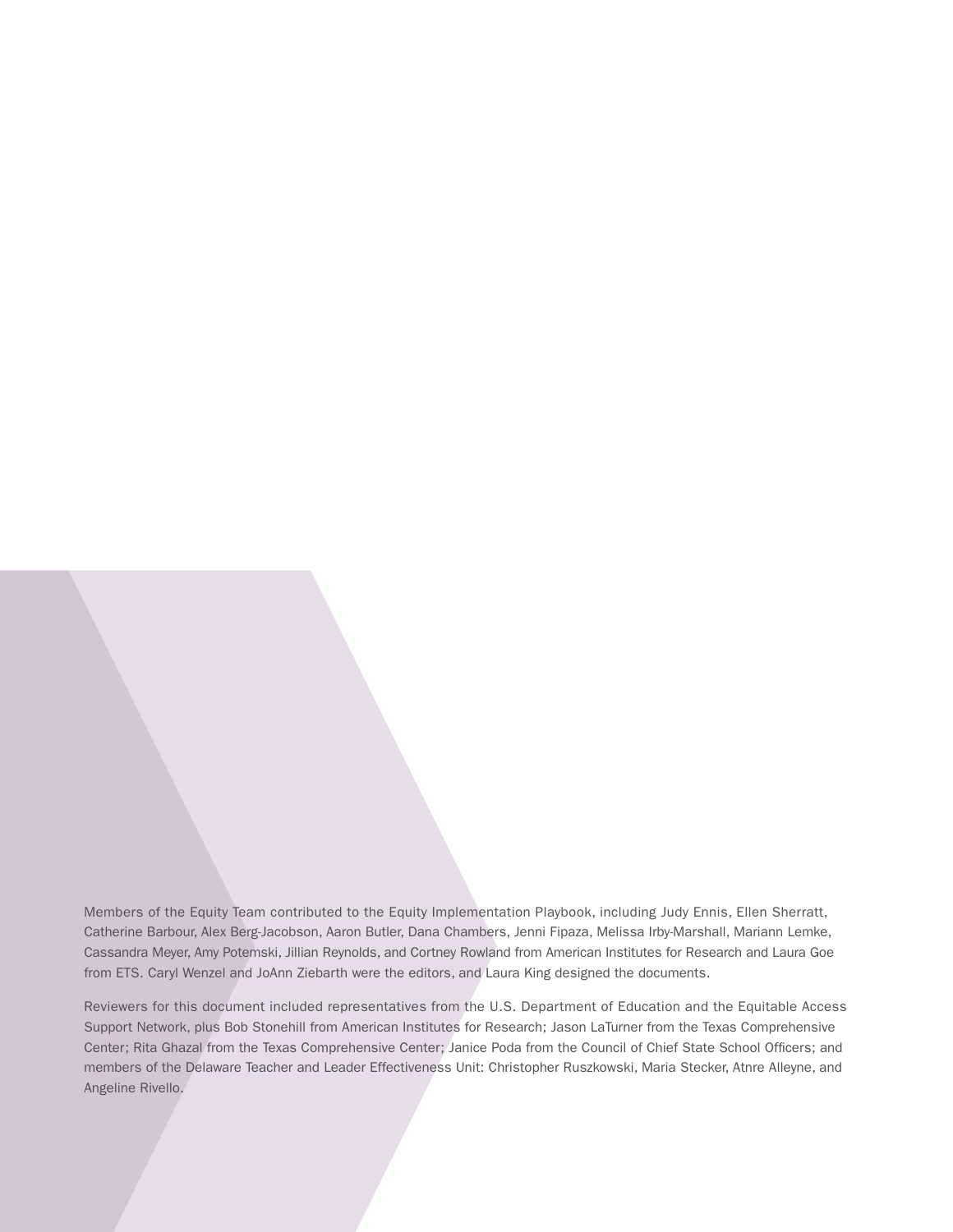Members of the Equity Team contributed to the Equity Implementation Playbook, including Judy Ennis, Ellen Sherratt, Catherine Barbour, Alex Berg-Jacobson, Aaron Butler, Dana Chambers, Jenni Fipaza, Melissa Irby-Marshall, Mariann Lemke, Cassandra Meyer, Amy Potemski, Jillian Reynolds, and Cortney Rowland from American Institutes for Research and Laura Goe from ETS. Caryl Wenzel and JoAnn Ziebarth were the editors, and Laura King designed the documents.

Reviewers for this document included representatives from the U.S. Department of Education and the Equitable Access Support Network, plus Bob Stonehill from American Institutes for Research; Jason LaTurner from the Texas Comprehensive Center; Rita Ghazal from the Texas Comprehensive Center; Janice Poda from the Council of Chief State School Officers; and members of the Delaware Teacher and Leader Effectiveness Unit: Christopher Ruszkowski, Maria Stecker, Atnre Alleyne, and Angeline Rivello.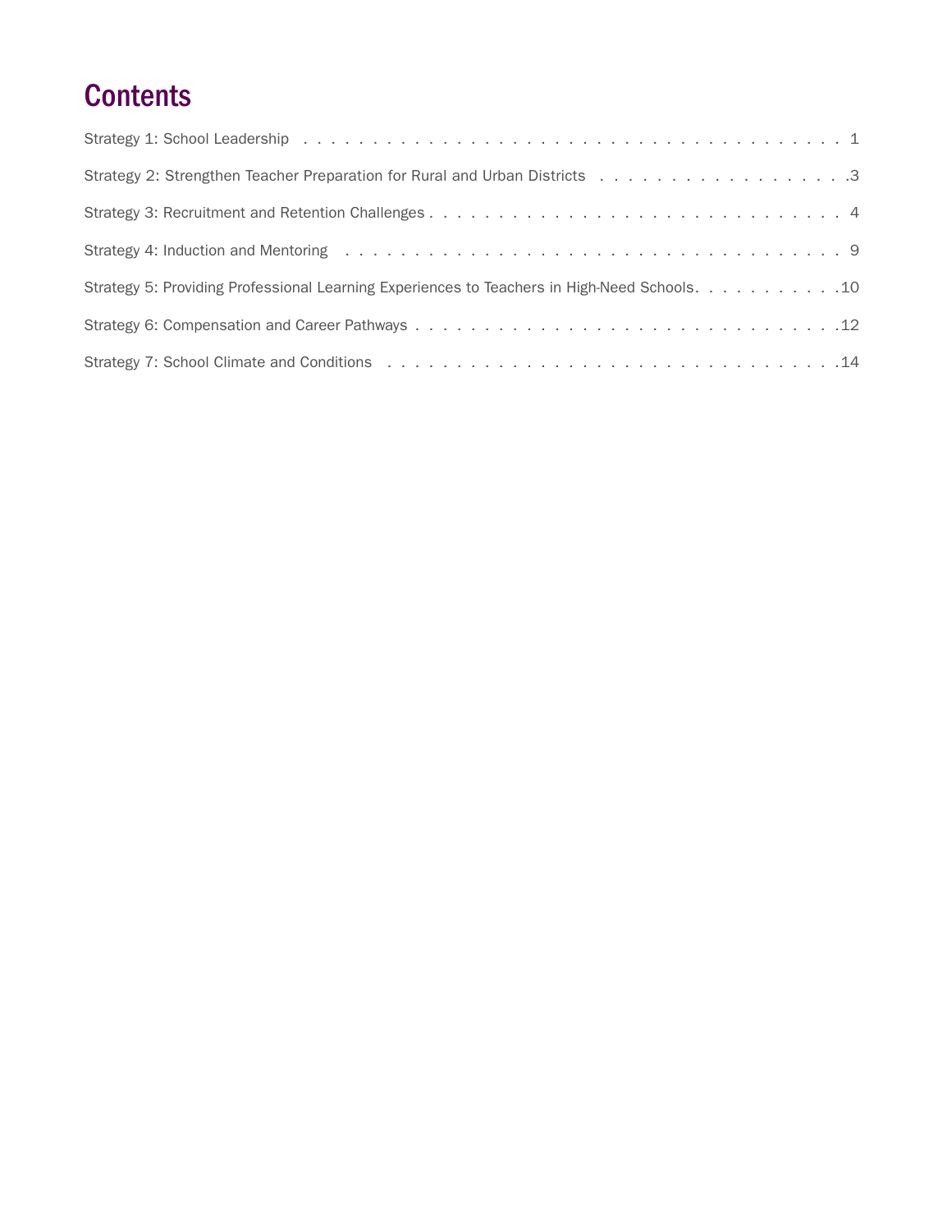# Contents

Strategy 1: School Leadership . . . . . . . . . . . . . . . . . . . . . . . . . . . . . . . . . . . . . . . 1

Strategy 2: Strengthen Teacher Preparation for Rural and Urban Districts . . . . . . . . . . . . . . . . . .3

Strategy 3: Recruitment and Retention Challenges . . . . . . . . . . . . . . . . . . . . . . . . . . . . . . 4

Strategy 4: Induction and Mentoring . . . . . . . . . . . . . . . . . . . . . . . . . . . . . . . . . . . . 9

Strategy 5: Providing Professional Learning Experiences to Teachers in High-Need Schools. . . . . . . . . . . .10

Strategy 6: Compensation and Career Pathways . . . . . . . . . . . . . . . . . . . . . . . . . . . . . . .12

Strategy 7: School Climate and Conditions . . . . . . . . . . . . . . . . . . . . . . . . . . . . . . . .14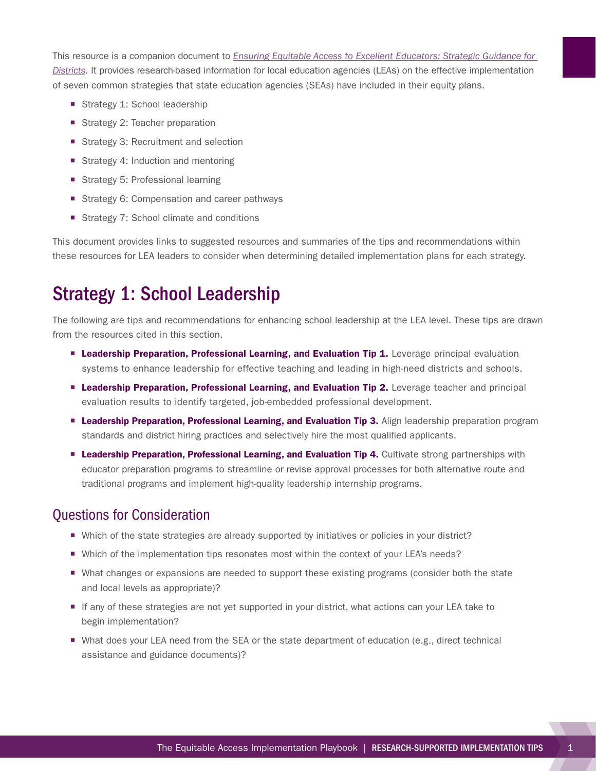This resource is a companion document to *Ensuring Equitable Access to Excellent Educators: Strategic Guidance for Districts*. It provides research-based information for local education agencies (LEAs) on the effective implementation of seven common strategies that state education agencies (SEAs) have included in their equity plans.

- Strategy 1: School leadership
- Strategy 2: Teacher preparation
- Strategy 3: Recruitment and selection
- Strategy 4: Induction and mentoring
- Strategy 5: Professional learning
- Strategy 6: Compensation and career pathways
- Strategy 7: School climate and conditions

This document provides links to suggested resources and summaries of the tips and recommendations within these resources for LEA leaders to consider when determining detailed implementation plans for each strategy.

# Strategy 1: School Leadership

The following are tips and recommendations for enhancing school leadership at the LEA level. These tips are drawn from the resources cited in this section.

- **Leadership Preparation, Professional Learning, and Evaluation Tip 1.** Leverage principal evaluation systems to enhance leadership for effective teaching and leading in high-need districts and schools.
- **Leadership Preparation, Professional Learning, and Evaluation Tip 2.** Leverage teacher and principal evaluation results to identify targeted, job-embedded professional development.
- **Leadership Preparation, Professional Learning, and Evaluation Tip 3.** Align leadership preparation program standards and district hiring practices and selectively hire the most qualified applicants.
- **Leadership Preparation, Professional Learning, and Evaluation Tip 4.** Cultivate strong partnerships with educator preparation programs to streamline or revise approval processes for both alternative route and traditional programs and implement high-quality leadership internship programs.

## Questions for Consideration

- Which of the state strategies are already supported by initiatives or policies in your district?
- Which of the implementation tips resonates most within the context of your LEA's needs?
- What changes or expansions are needed to support these existing programs (consider both the state and local levels as appropriate)?
- If any of these strategies are not yet supported in your district, what actions can your LEA take to begin implementation?
- What does your LEA need from the SEA or the state department of education (e.g., direct technical assistance and guidance documents)?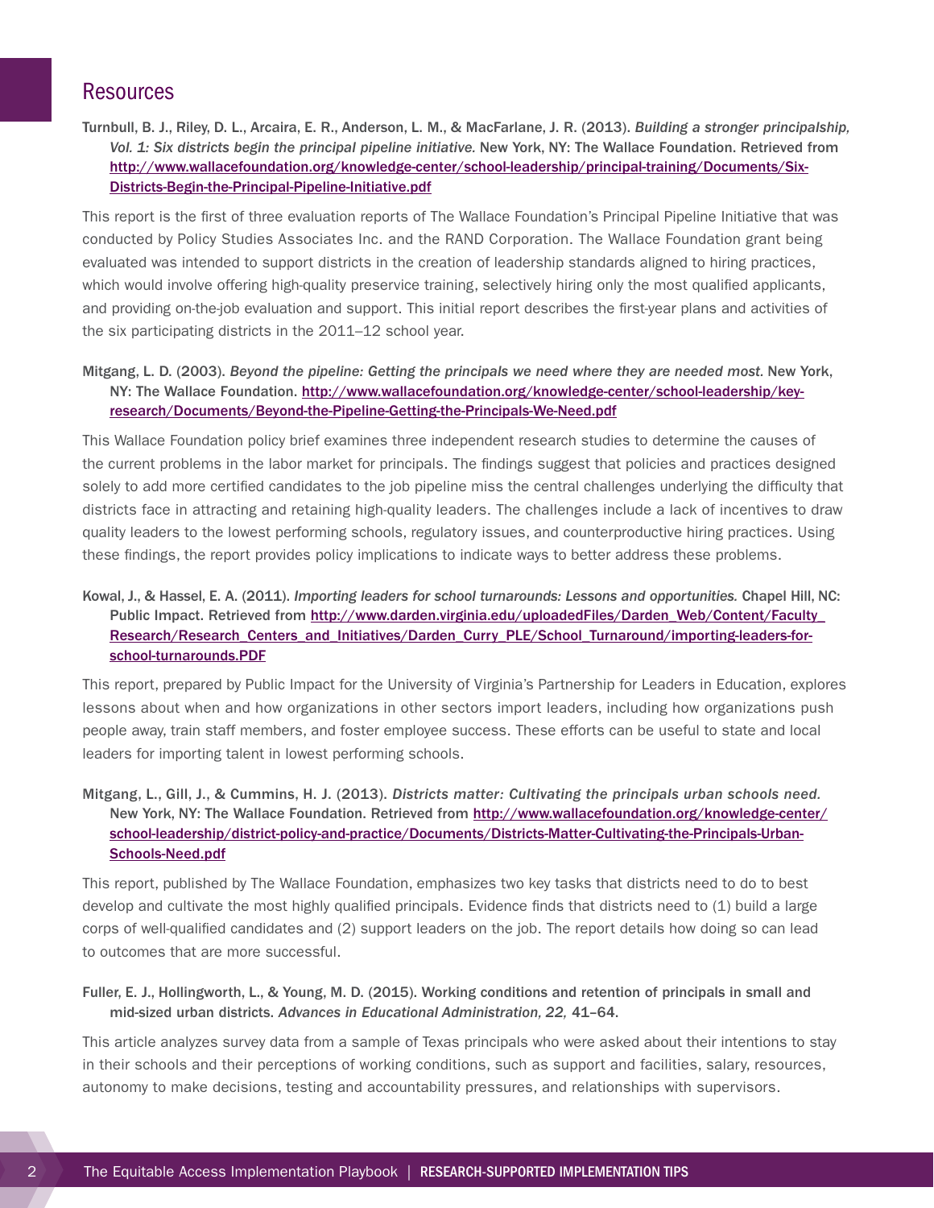## Resources

Turnbull, B. J., Riley, D. L., Arcaira, E. R., Anderson, L. M., & MacFarlane, J. R. (2013). *Building a stronger principalship, Vol. 1: Six districts begin the principal pipeline initiative.* New York, NY: The Wallace Foundation. Retrieved from http://www.wallacefoundation.org/knowledge-center/school-leadership/principal-training/Documents/Six-Districts-Begin-the-Principal-Pipeline-Initiative.pdf

This report is the first of three evaluation reports of The Wallace Foundation's Principal Pipeline Initiative that was conducted by Policy Studies Associates Inc. and the RAND Corporation. The Wallace Foundation grant being evaluated was intended to support districts in the creation of leadership standards aligned to hiring practices, which would involve offering high-quality preservice training, selectively hiring only the most qualified applicants, and providing on-the-job evaluation and support. This initial report describes the first-year plans and activities of the six participating districts in the 2011–12 school year.

Mitgang, L. D. (2003). *Beyond the pipeline: Getting the principals we need where they are needed most.* New York, NY: The Wallace Foundation. http://www.wallacefoundation.org/knowledge-center/school-leadership/key-research/Documents/Beyond-the-Pipeline-Getting-the-Principals-We-Need.pdf

This Wallace Foundation policy brief examines three independent research studies to determine the causes of the current problems in the labor market for principals. The findings suggest that policies and practices designed solely to add more certified candidates to the job pipeline miss the central challenges underlying the difficulty that districts face in attracting and retaining high-quality leaders. The challenges include a lack of incentives to draw quality leaders to the lowest performing schools, regulatory issues, and counterproductive hiring practices. Using these findings, the report provides policy implications to indicate ways to better address these problems.

Kowal, J., & Hassel, E. A. (2011). *Importing leaders for school turnarounds: Lessons and opportunities.* Chapel Hill, NC: Public Impact. Retrieved from http://www.darden.virginia.edu/uploadedFiles/Darden_Web/Content/Faculty_Research/Research_Centers_and_Initiatives/Darden_Curry_PLE/School_Turnaround/importing-leaders-for-school-turnarounds.PDF

This report, prepared by Public Impact for the University of Virginia's Partnership for Leaders in Education, explores lessons about when and how organizations in other sectors import leaders, including how organizations push people away, train staff members, and foster employee success. These efforts can be useful to state and local leaders for importing talent in lowest performing schools.

Mitgang, L., Gill, J., & Cummins, H. J. (2013). *Districts matter: Cultivating the principals urban schools need.* New York, NY: The Wallace Foundation. Retrieved from http://www.wallacefoundation.org/knowledge-center/school-leadership/district-policy-and-practice/Documents/Districts-Matter-Cultivating-the-Principals-Urban-Schools-Need.pdf

This report, published by The Wallace Foundation, emphasizes two key tasks that districts need to do to best develop and cultivate the most highly qualified principals. Evidence finds that districts need to (1) build a large corps of well-qualified candidates and (2) support leaders on the job. The report details how doing so can lead to outcomes that are more successful.

Fuller, E. J., Hollingworth, L., & Young, M. D. (2015). Working conditions and retention of principals in small and mid-sized urban districts. *Advances in Educational Administration, 22,* 41–64.

This article analyzes survey data from a sample of Texas principals who were asked about their intentions to stay in their schools and their perceptions of working conditions, such as support and facilities, salary, resources, autonomy to make decisions, testing and accountability pressures, and relationships with supervisors.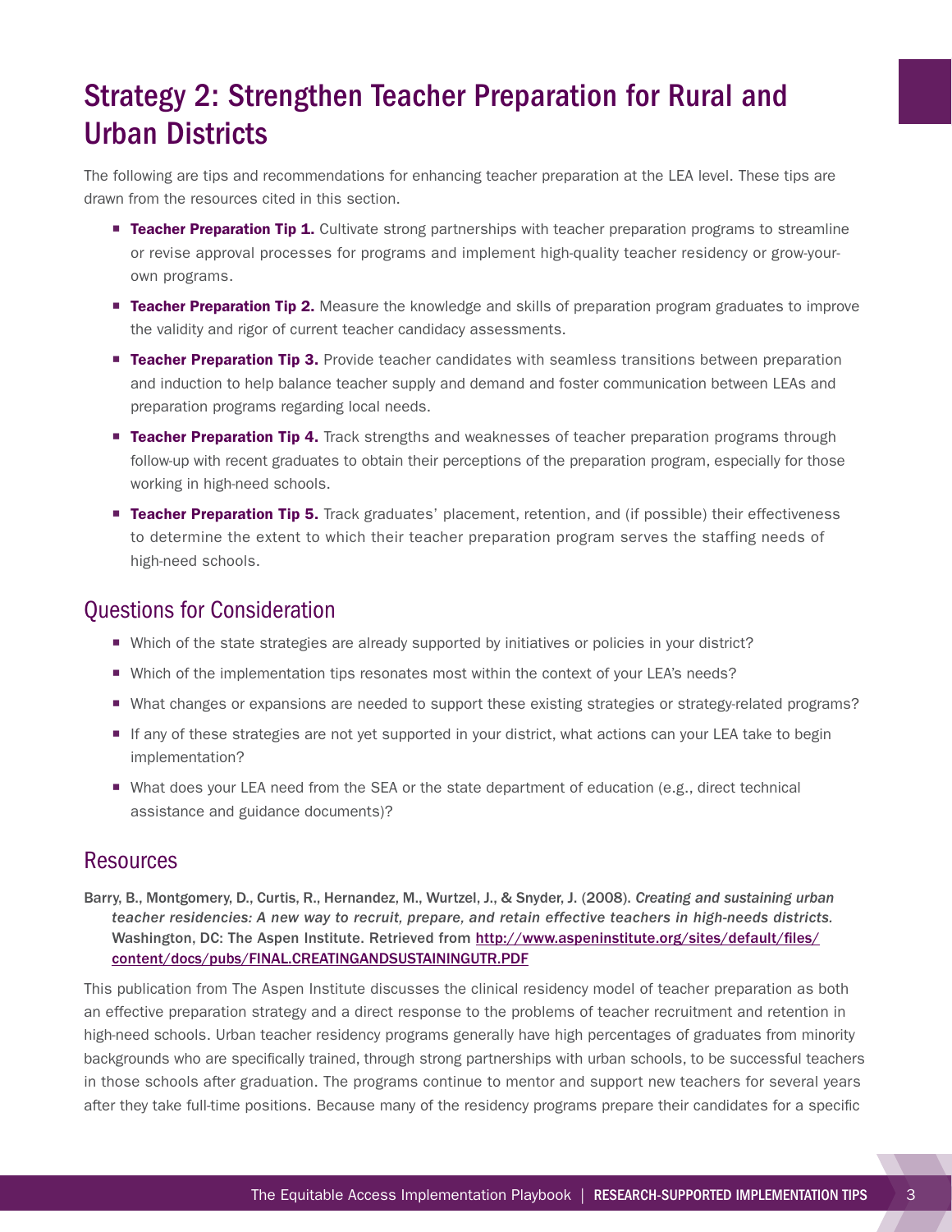# Strategy 2: Strengthen Teacher Preparation for Rural and Urban Districts

The following are tips and recommendations for enhancing teacher preparation at the LEA level. These tips are drawn from the resources cited in this section.

- **Teacher Preparation Tip 1.** Cultivate strong partnerships with teacher preparation programs to streamline or revise approval processes for programs and implement high-quality teacher residency or grow-your-own programs.
- **Teacher Preparation Tip 2.** Measure the knowledge and skills of preparation program graduates to improve the validity and rigor of current teacher candidacy assessments.
- **Teacher Preparation Tip 3.** Provide teacher candidates with seamless transitions between preparation and induction to help balance teacher supply and demand and foster communication between LEAs and preparation programs regarding local needs.
- **Teacher Preparation Tip 4.** Track strengths and weaknesses of teacher preparation programs through follow-up with recent graduates to obtain their perceptions of the preparation program, especially for those working in high-need schools.
- **Teacher Preparation Tip 5.** Track graduates' placement, retention, and (if possible) their effectiveness to determine the extent to which their teacher preparation program serves the staffing needs of high-need schools.

## Questions for Consideration

- Which of the state strategies are already supported by initiatives or policies in your district?
- Which of the implementation tips resonates most within the context of your LEA's needs?
- What changes or expansions are needed to support these existing strategies or strategy-related programs?
- If any of these strategies are not yet supported in your district, what actions can your LEA take to begin implementation?
- What does your LEA need from the SEA or the state department of education (e.g., direct technical assistance and guidance documents)?

## Resources

Barry, B., Montgomery, D., Curtis, R., Hernandez, M., Wurtzel, J., & Snyder, J. (2008). *Creating and sustaining urban teacher residencies: A new way to recruit, prepare, and retain effective teachers in high-needs districts.* Washington, DC: The Aspen Institute. Retrieved from http://www.aspeninstitute.org/sites/default/files/content/docs/pubs/FINAL.CREATINGANDSUSTAININGUTR.PDF

This publication from The Aspen Institute discusses the clinical residency model of teacher preparation as both an effective preparation strategy and a direct response to the problems of teacher recruitment and retention in high-need schools. Urban teacher residency programs generally have high percentages of graduates from minority backgrounds who are specifically trained, through strong partnerships with urban schools, to be successful teachers in those schools after graduation. The programs continue to mentor and support new teachers for several years after they take full-time positions. Because many of the residency programs prepare their candidates for a specific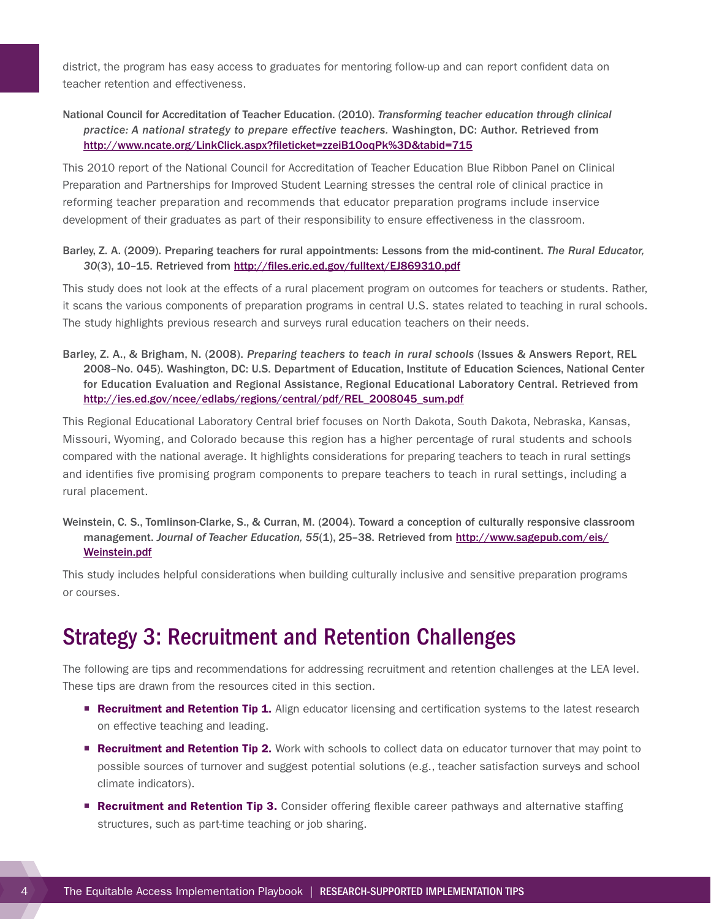district, the program has easy access to graduates for mentoring follow-up and can report confident data on teacher retention and effectiveness.

National Council for Accreditation of Teacher Education. (2010). *Transforming teacher education through clinical practice: A national strategy to prepare effective teachers.* Washington, DC: Author. Retrieved from http://www.ncate.org/LinkClick.aspx?fileticket=zzeiB1OoqPk%3D&tabid=715

This 2010 report of the National Council for Accreditation of Teacher Education Blue Ribbon Panel on Clinical Preparation and Partnerships for Improved Student Learning stresses the central role of clinical practice in reforming teacher preparation and recommends that educator preparation programs include inservice development of their graduates as part of their responsibility to ensure effectiveness in the classroom.

Barley, Z. A. (2009). Preparing teachers for rural appointments: Lessons from the mid-continent. *The Rural Educator, 30*(3), 10–15. Retrieved from http://files.eric.ed.gov/fulltext/EJ869310.pdf

This study does not look at the effects of a rural placement program on outcomes for teachers or students. Rather, it scans the various components of preparation programs in central U.S. states related to teaching in rural schools. The study highlights previous research and surveys rural education teachers on their needs.

Barley, Z. A., & Brigham, N. (2008). *Preparing teachers to teach in rural schools* (Issues & Answers Report, REL 2008–No. 045). Washington, DC: U.S. Department of Education, Institute of Education Sciences, National Center for Education Evaluation and Regional Assistance, Regional Educational Laboratory Central. Retrieved from http://ies.ed.gov/ncee/edlabs/regions/central/pdf/REL_2008045_sum.pdf

This Regional Educational Laboratory Central brief focuses on North Dakota, South Dakota, Nebraska, Kansas, Missouri, Wyoming, and Colorado because this region has a higher percentage of rural students and schools compared with the national average. It highlights considerations for preparing teachers to teach in rural settings and identifies five promising program components to prepare teachers to teach in rural settings, including a rural placement.

Weinstein, C. S., Tomlinson-Clarke, S., & Curran, M. (2004). Toward a conception of culturally responsive classroom management. *Journal of Teacher Education, 55*(1), 25–38. Retrieved from http://www.sagepub.com/eis/Weinstein.pdf

This study includes helpful considerations when building culturally inclusive and sensitive preparation programs or courses.

## Strategy 3: Recruitment and Retention Challenges

The following are tips and recommendations for addressing recruitment and retention challenges at the LEA level. These tips are drawn from the resources cited in this section.

- **Recruitment and Retention Tip 1.** Align educator licensing and certification systems to the latest research on effective teaching and leading.
- **Recruitment and Retention Tip 2.** Work with schools to collect data on educator turnover that may point to possible sources of turnover and suggest potential solutions (e.g., teacher satisfaction surveys and school climate indicators).
- **Recruitment and Retention Tip 3.** Consider offering flexible career pathways and alternative staffing structures, such as part-time teaching or job sharing.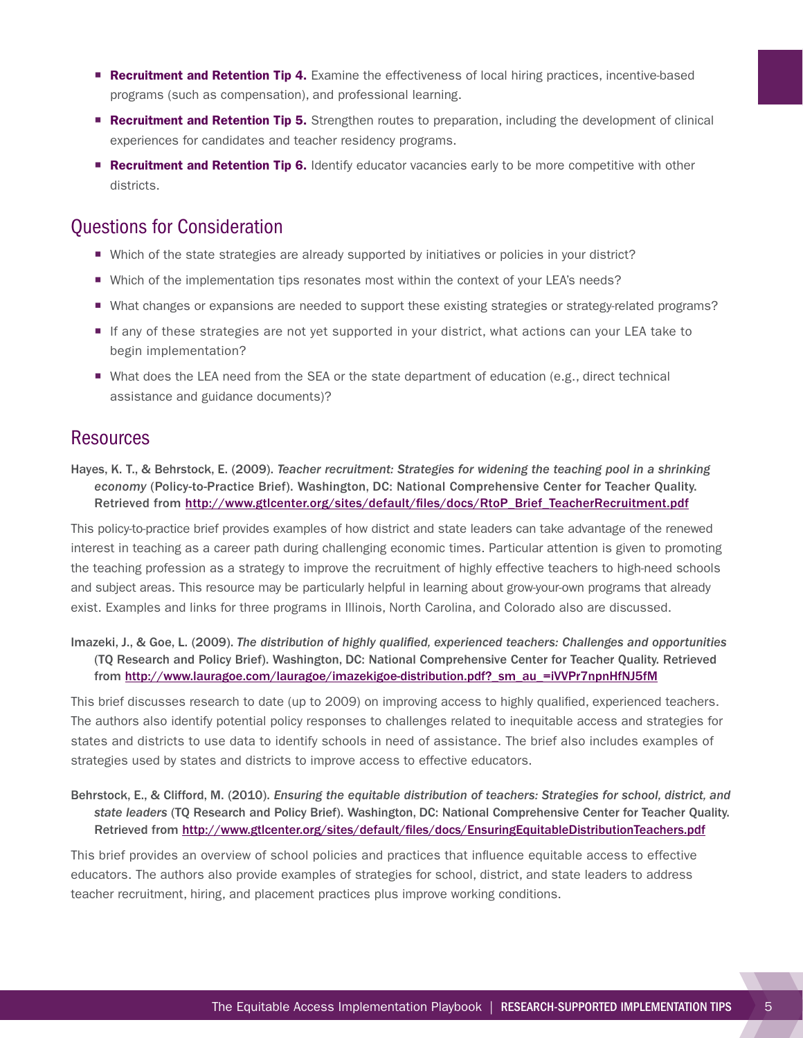- **Recruitment and Retention Tip 4.** Examine the effectiveness of local hiring practices, incentive-based programs (such as compensation), and professional learning.
- **Recruitment and Retention Tip 5.** Strengthen routes to preparation, including the development of clinical experiences for candidates and teacher residency programs.
- **Recruitment and Retention Tip 6.** Identify educator vacancies early to be more competitive with other districts.

## Questions for Consideration

- Which of the state strategies are already supported by initiatives or policies in your district?
- Which of the implementation tips resonates most within the context of your LEA's needs?
- What changes or expansions are needed to support these existing strategies or strategy-related programs?
- If any of these strategies are not yet supported in your district, what actions can your LEA take to begin implementation?
- What does the LEA need from the SEA or the state department of education (e.g., direct technical assistance and guidance documents)?

## Resources

Hayes, K. T., & Behrstock, E. (2009). *Teacher recruitment: Strategies for widening the teaching pool in a shrinking economy* (Policy-to-Practice Brief). Washington, DC: National Comprehensive Center for Teacher Quality. Retrieved from http://www.gtlcenter.org/sites/default/files/docs/RtoP_Brief_TeacherRecruitment.pdf

This policy-to-practice brief provides examples of how district and state leaders can take advantage of the renewed interest in teaching as a career path during challenging economic times. Particular attention is given to promoting the teaching profession as a strategy to improve the recruitment of highly effective teachers to high-need schools and subject areas. This resource may be particularly helpful in learning about grow-your-own programs that already exist. Examples and links for three programs in Illinois, North Carolina, and Colorado also are discussed.

Imazeki, J., & Goe, L. (2009). *The distribution of highly qualified, experienced teachers: Challenges and opportunities* (TQ Research and Policy Brief). Washington, DC: National Comprehensive Center for Teacher Quality. Retrieved from http://www.lauragoe.com/lauragoe/imazekigoe-distribution.pdf?_sm_au_=iVVPr7npnHfNJ5fM

This brief discusses research to date (up to 2009) on improving access to highly qualified, experienced teachers. The authors also identify potential policy responses to challenges related to inequitable access and strategies for states and districts to use data to identify schools in need of assistance. The brief also includes examples of strategies used by states and districts to improve access to effective educators.

Behrstock, E., & Clifford, M. (2010). *Ensuring the equitable distribution of teachers: Strategies for school, district, and state leaders* (TQ Research and Policy Brief). Washington, DC: National Comprehensive Center for Teacher Quality. Retrieved from http://www.gtlcenter.org/sites/default/files/docs/EnsuringEquitableDistributionTeachers.pdf

This brief provides an overview of school policies and practices that influence equitable access to effective educators. The authors also provide examples of strategies for school, district, and state leaders to address teacher recruitment, hiring, and placement practices plus improve working conditions.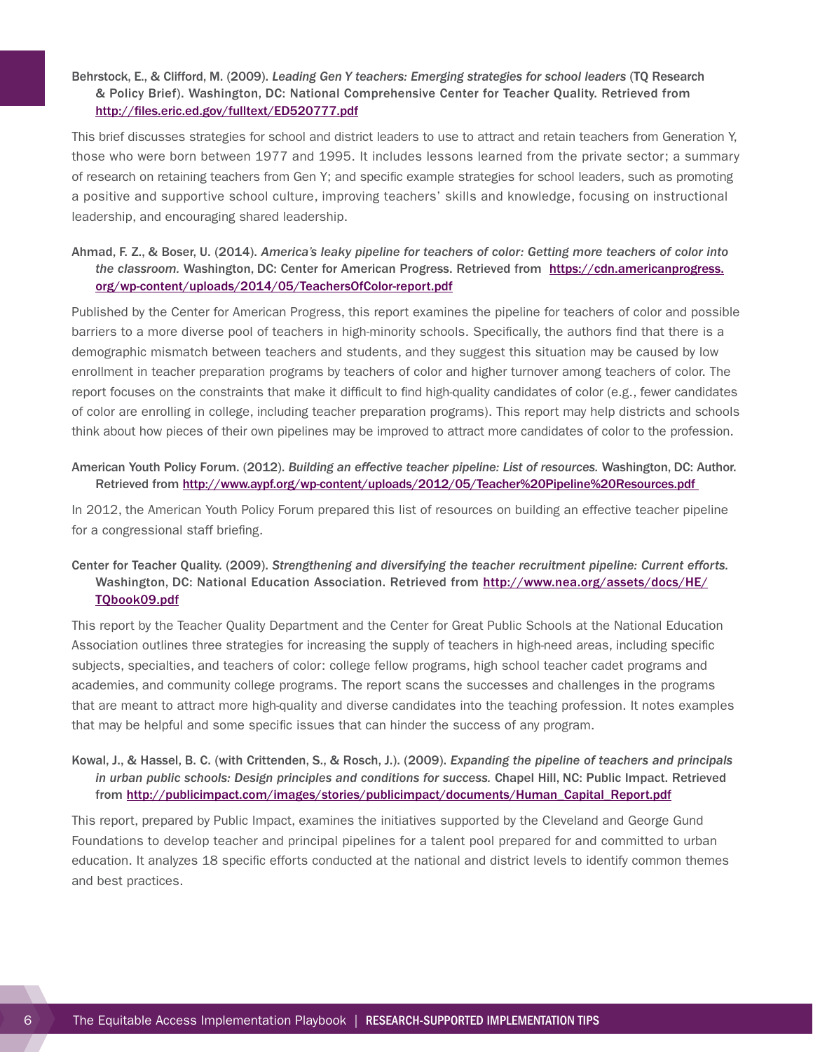Behrstock, E., & Clifford, M. (2009). *Leading Gen Y teachers: Emerging strategies for school leaders* (TQ Research & Policy Brief). Washington, DC: National Comprehensive Center for Teacher Quality. Retrieved from http://files.eric.ed.gov/fulltext/ED520777.pdf

This brief discusses strategies for school and district leaders to use to attract and retain teachers from Generation Y, those who were born between 1977 and 1995. It includes lessons learned from the private sector; a summary of research on retaining teachers from Gen Y; and specific example strategies for school leaders, such as promoting a positive and supportive school culture, improving teachers' skills and knowledge, focusing on instructional leadership, and encouraging shared leadership.

Ahmad, F. Z., & Boser, U. (2014). *America's leaky pipeline for teachers of color: Getting more teachers of color into the classroom.* Washington, DC: Center for American Progress. Retrieved from https://cdn.americanprogress.org/wp-content/uploads/2014/05/TeachersOfColor-report.pdf

Published by the Center for American Progress, this report examines the pipeline for teachers of color and possible barriers to a more diverse pool of teachers in high-minority schools. Specifically, the authors find that there is a demographic mismatch between teachers and students, and they suggest this situation may be caused by low enrollment in teacher preparation programs by teachers of color and higher turnover among teachers of color. The report focuses on the constraints that make it difficult to find high-quality candidates of color (e.g., fewer candidates of color are enrolling in college, including teacher preparation programs). This report may help districts and schools think about how pieces of their own pipelines may be improved to attract more candidates of color to the profession.

American Youth Policy Forum. (2012). *Building an effective teacher pipeline: List of resources.* Washington, DC: Author. Retrieved from http://www.aypf.org/wp-content/uploads/2012/05/Teacher%20Pipeline%20Resources.pdf

In 2012, the American Youth Policy Forum prepared this list of resources on building an effective teacher pipeline for a congressional staff briefing.

Center for Teacher Quality. (2009). *Strengthening and diversifying the teacher recruitment pipeline: Current efforts.* Washington, DC: National Education Association. Retrieved from http://www.nea.org/assets/docs/HE/TQbook09.pdf

This report by the Teacher Quality Department and the Center for Great Public Schools at the National Education Association outlines three strategies for increasing the supply of teachers in high-need areas, including specific subjects, specialties, and teachers of color: college fellow programs, high school teacher cadet programs and academies, and community college programs. The report scans the successes and challenges in the programs that are meant to attract more high-quality and diverse candidates into the teaching profession. It notes examples that may be helpful and some specific issues that can hinder the success of any program.

Kowal, J., & Hassel, B. C. (with Crittenden, S., & Rosch, J.). (2009). *Expanding the pipeline of teachers and principals in urban public schools: Design principles and conditions for success.* Chapel Hill, NC: Public Impact. Retrieved from http://publicimpact.com/images/stories/publicimpact/documents/Human_Capital_Report.pdf

This report, prepared by Public Impact, examines the initiatives supported by the Cleveland and George Gund Foundations to develop teacher and principal pipelines for a talent pool prepared for and committed to urban education. It analyzes 18 specific efforts conducted at the national and district levels to identify common themes and best practices.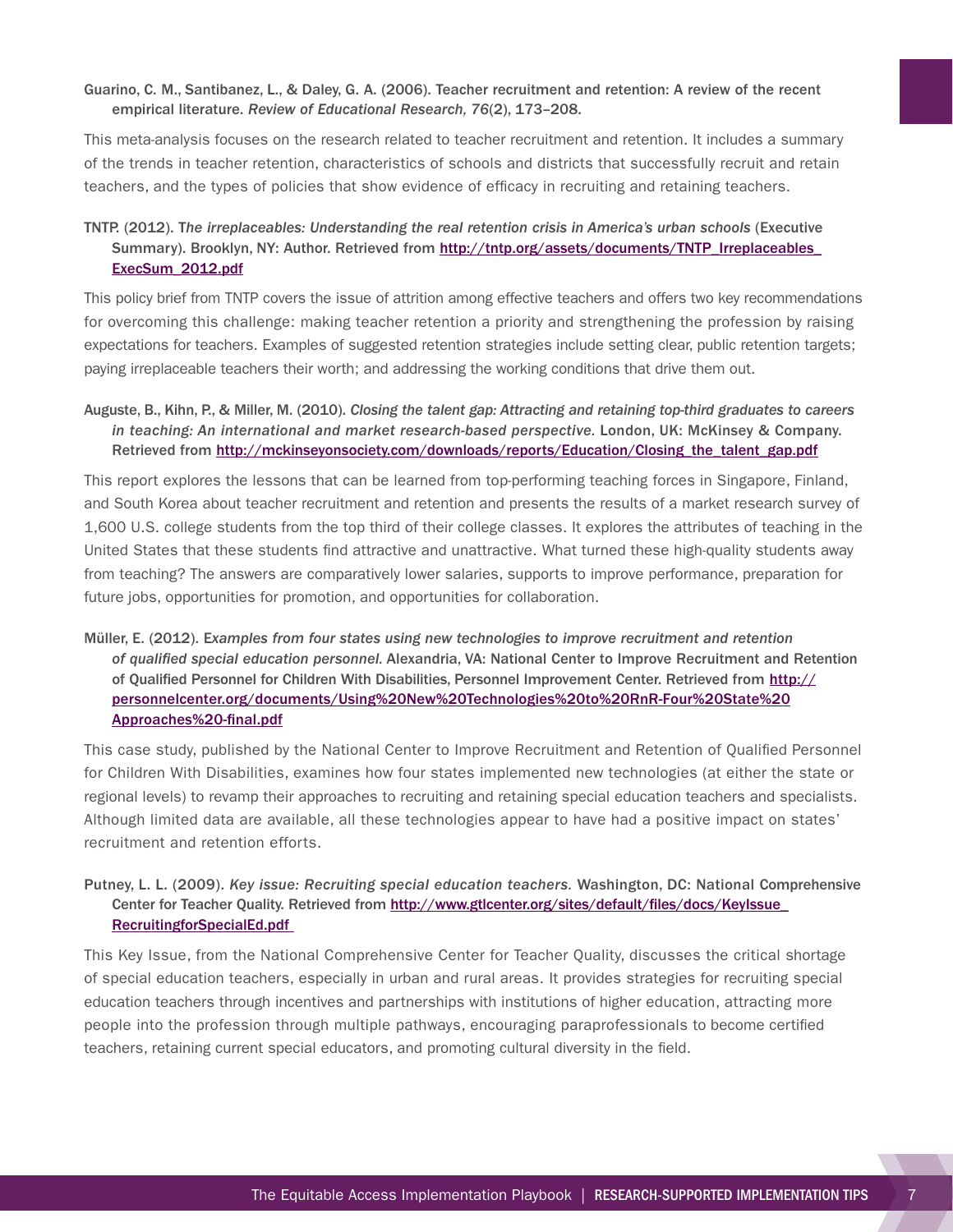Guarino, C. M., Santibanez, L., & Daley, G. A. (2006). Teacher recruitment and retention: A review of the recent empirical literature. *Review of Educational Research, 76*(2), 173–208.

This meta-analysis focuses on the research related to teacher recruitment and retention. It includes a summary of the trends in teacher retention, characteristics of schools and districts that successfully recruit and retain teachers, and the types of policies that show evidence of efficacy in recruiting and retaining teachers.

TNTP. (2012). *The irreplaceables: Understanding the real retention crisis in America's urban schools* (Executive Summary). Brooklyn, NY: Author. Retrieved from http://tntp.org/assets/documents/TNTP_Irreplaceables_ExecSum_2012.pdf

This policy brief from TNTP covers the issue of attrition among effective teachers and offers two key recommendations for overcoming this challenge: making teacher retention a priority and strengthening the profession by raising expectations for teachers. Examples of suggested retention strategies include setting clear, public retention targets; paying irreplaceable teachers their worth; and addressing the working conditions that drive them out.

Auguste, B., Kihn, P., & Miller, M. (2010). *Closing the talent gap: Attracting and retaining top-third graduates to careers in teaching: An international and market research-based perspective*. London, UK: McKinsey & Company. Retrieved from http://mckinseyonsociety.com/downloads/reports/Education/Closing_the_talent_gap.pdf

This report explores the lessons that can be learned from top-performing teaching forces in Singapore, Finland, and South Korea about teacher recruitment and retention and presents the results of a market research survey of 1,600 U.S. college students from the top third of their college classes. It explores the attributes of teaching in the United States that these students find attractive and unattractive. What turned these high-quality students away from teaching? The answers are comparatively lower salaries, supports to improve performance, preparation for future jobs, opportunities for promotion, and opportunities for collaboration.

Müller, E. (2012). *Examples from four states using new technologies to improve recruitment and retention of qualified special education personnel*. Alexandria, VA: National Center to Improve Recruitment and Retention of Qualified Personnel for Children With Disabilities, Personnel Improvement Center. Retrieved from http://personnelcenter.org/documents/Using%20New%20Technologies%20to%20RnR-Four%20State%20Approaches%20-final.pdf

This case study, published by the National Center to Improve Recruitment and Retention of Qualified Personnel for Children With Disabilities, examines how four states implemented new technologies (at either the state or regional levels) to revamp their approaches to recruiting and retaining special education teachers and specialists. Although limited data are available, all these technologies appear to have had a positive impact on states' recruitment and retention efforts.

Putney, L. L. (2009). *Key issue: Recruiting special education teachers*. Washington, DC: National Comprehensive Center for Teacher Quality. Retrieved from http://www.gtlcenter.org/sites/default/files/docs/KeyIssue_RecruitingforSpecialEd.pdf

This Key Issue, from the National Comprehensive Center for Teacher Quality, discusses the critical shortage of special education teachers, especially in urban and rural areas. It provides strategies for recruiting special education teachers through incentives and partnerships with institutions of higher education, attracting more people into the profession through multiple pathways, encouraging paraprofessionals to become certified teachers, retaining current special educators, and promoting cultural diversity in the field.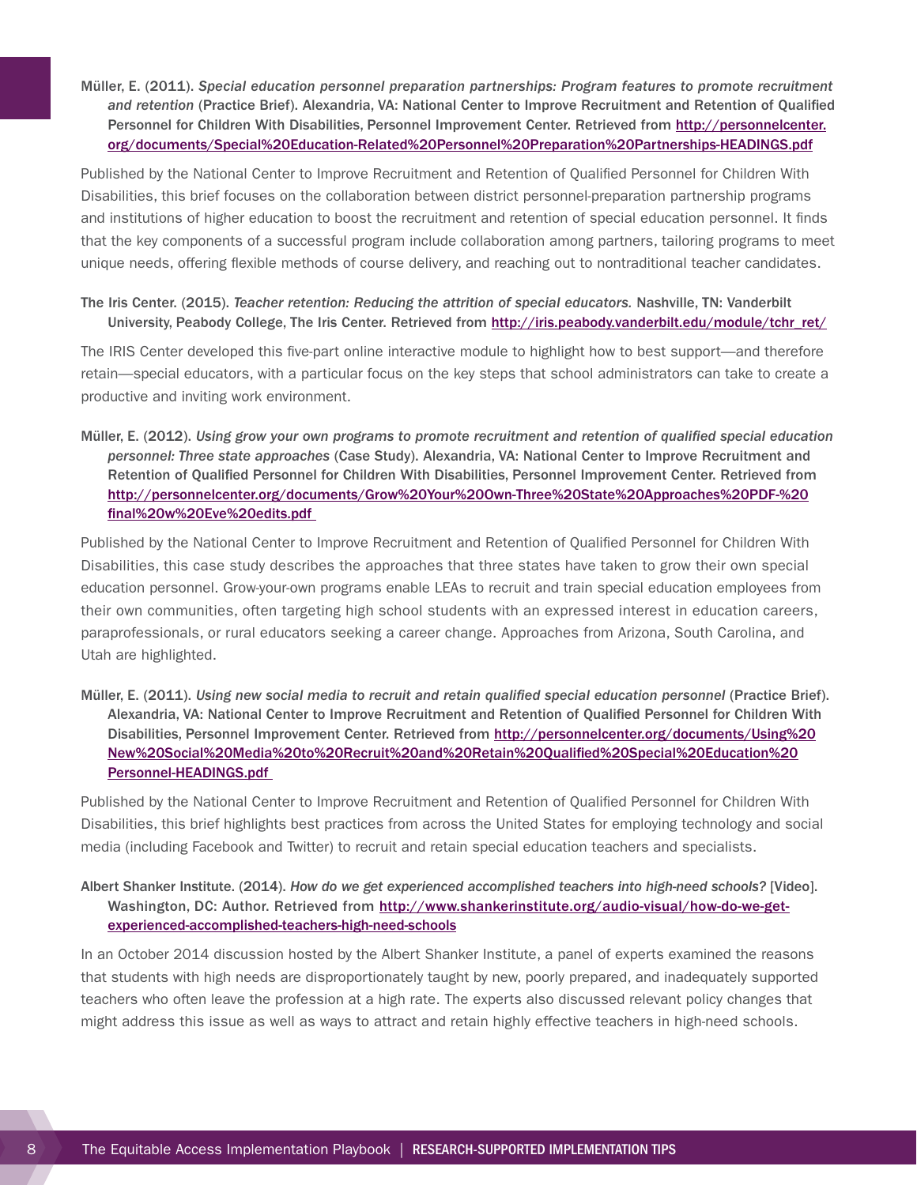Müller, E. (2011). *Special education personnel preparation partnerships: Program features to promote recruitment and retention* (Practice Brief). Alexandria, VA: National Center to Improve Recruitment and Retention of Qualified Personnel for Children With Disabilities, Personnel Improvement Center. Retrieved from http://personnelcenter.org/documents/Special%20Education-Related%20Personnel%20Preparation%20Partnerships-HEADINGS.pdf

Published by the National Center to Improve Recruitment and Retention of Qualified Personnel for Children With Disabilities, this brief focuses on the collaboration between district personnel-preparation partnership programs and institutions of higher education to boost the recruitment and retention of special education personnel. It finds that the key components of a successful program include collaboration among partners, tailoring programs to meet unique needs, offering flexible methods of course delivery, and reaching out to nontraditional teacher candidates.

The Iris Center. (2015). *Teacher retention: Reducing the attrition of special educators.* Nashville, TN: Vanderbilt University, Peabody College, The Iris Center. Retrieved from http://iris.peabody.vanderbilt.edu/module/tchr_ret/

The IRIS Center developed this five-part online interactive module to highlight how to best support—and therefore retain—special educators, with a particular focus on the key steps that school administrators can take to create a productive and inviting work environment.

Müller, E. (2012). *Using grow your own programs to promote recruitment and retention of qualified special education personnel: Three state approaches* (Case Study). Alexandria, VA: National Center to Improve Recruitment and Retention of Qualified Personnel for Children With Disabilities, Personnel Improvement Center. Retrieved from http://personnelcenter.org/documents/Grow%20Your%20Own-Three%20State%20Approaches%20PDF-%20final%20w%20Eve%20edits.pdf

Published by the National Center to Improve Recruitment and Retention of Qualified Personnel for Children With Disabilities, this case study describes the approaches that three states have taken to grow their own special education personnel. Grow-your-own programs enable LEAs to recruit and train special education employees from their own communities, often targeting high school students with an expressed interest in education careers, paraprofessionals, or rural educators seeking a career change. Approaches from Arizona, South Carolina, and Utah are highlighted.

Müller, E. (2011). *Using new social media to recruit and retain qualified special education personnel* (Practice Brief). Alexandria, VA: National Center to Improve Recruitment and Retention of Qualified Personnel for Children With Disabilities, Personnel Improvement Center. Retrieved from http://personnelcenter.org/documents/Using%20New%20Social%20Media%20to%20Recruit%20and%20Retain%20Qualified%20Special%20Education%20Personnel-HEADINGS.pdf

Published by the National Center to Improve Recruitment and Retention of Qualified Personnel for Children With Disabilities, this brief highlights best practices from across the United States for employing technology and social media (including Facebook and Twitter) to recruit and retain special education teachers and specialists.

Albert Shanker Institute. (2014). *How do we get experienced accomplished teachers into high-need schools?* [Video]. Washington, DC: Author. Retrieved from http://www.shankerinstitute.org/audio-visual/how-do-we-get-experienced-accomplished-teachers-high-need-schools

In an October 2014 discussion hosted by the Albert Shanker Institute, a panel of experts examined the reasons that students with high needs are disproportionately taught by new, poorly prepared, and inadequately supported teachers who often leave the profession at a high rate. The experts also discussed relevant policy changes that might address this issue as well as ways to attract and retain highly effective teachers in high-need schools.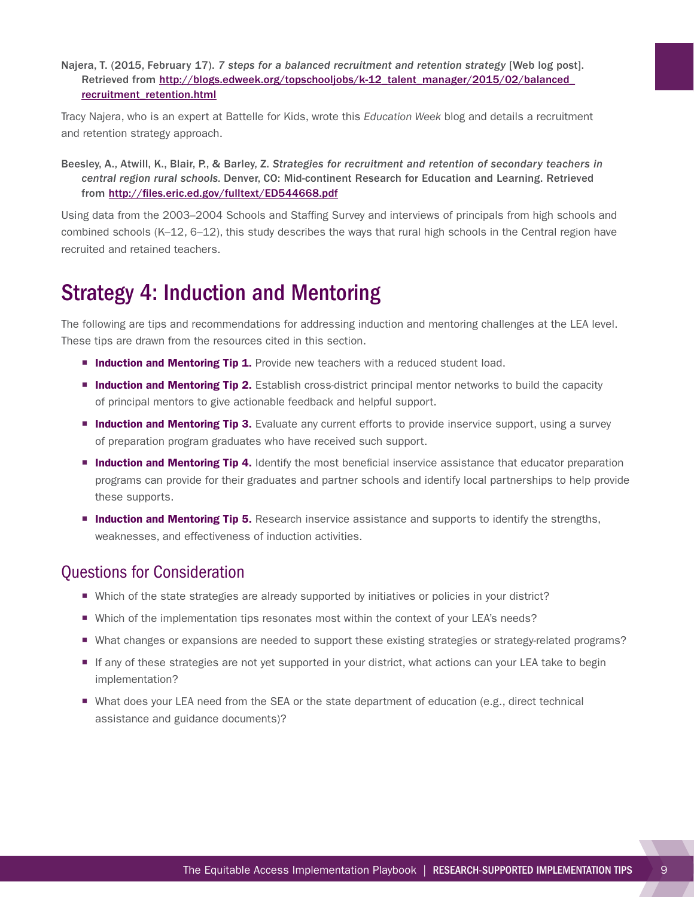Najera, T. (2015, February 17). *7 steps for a balanced recruitment and retention strategy* [Web log post]. Retrieved from http://blogs.edweek.org/topschooljobs/k-12_talent_manager/2015/02/balanced_recruitment_retention.html

Tracy Najera, who is an expert at Battelle for Kids, wrote this *Education Week* blog and details a recruitment and retention strategy approach.

Beesley, A., Atwill, K., Blair, P., & Barley, Z. *Strategies for recruitment and retention of secondary teachers in central region rural schools.* Denver, CO: Mid-continent Research for Education and Learning. Retrieved from http://files.eric.ed.gov/fulltext/ED544668.pdf

Using data from the 2003–2004 Schools and Staffing Survey and interviews of principals from high schools and combined schools (K–12, 6–12), this study describes the ways that rural high schools in the Central region have recruited and retained teachers.

# Strategy 4: Induction and Mentoring

The following are tips and recommendations for addressing induction and mentoring challenges at the LEA level. These tips are drawn from the resources cited in this section.

- **Induction and Mentoring Tip 1.** Provide new teachers with a reduced student load.
- **Induction and Mentoring Tip 2.** Establish cross-district principal mentor networks to build the capacity of principal mentors to give actionable feedback and helpful support.
- **Induction and Mentoring Tip 3.** Evaluate any current efforts to provide inservice support, using a survey of preparation program graduates who have received such support.
- **Induction and Mentoring Tip 4.** Identify the most beneficial inservice assistance that educator preparation programs can provide for their graduates and partner schools and identify local partnerships to help provide these supports.
- **Induction and Mentoring Tip 5.** Research inservice assistance and supports to identify the strengths, weaknesses, and effectiveness of induction activities.

## Questions for Consideration

- Which of the state strategies are already supported by initiatives or policies in your district?
- Which of the implementation tips resonates most within the context of your LEA's needs?
- What changes or expansions are needed to support these existing strategies or strategy-related programs?
- If any of these strategies are not yet supported in your district, what actions can your LEA take to begin implementation?
- What does your LEA need from the SEA or the state department of education (e.g., direct technical assistance and guidance documents)?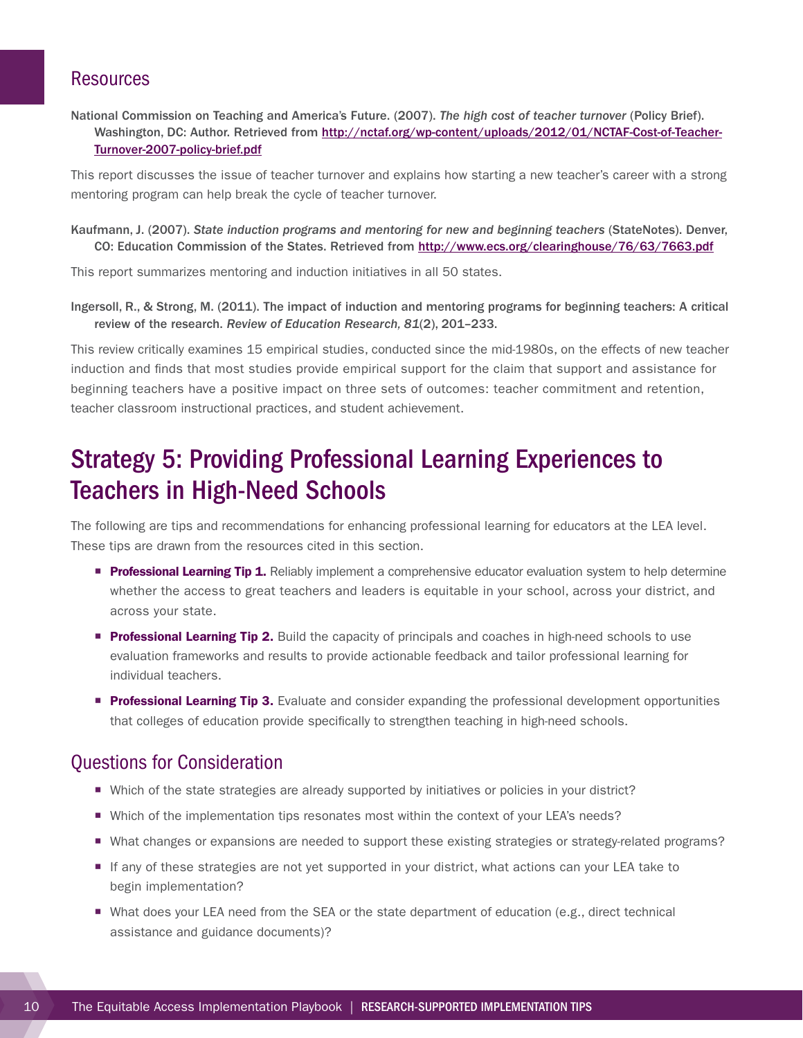## Resources

National Commission on Teaching and America's Future. (2007). *The high cost of teacher turnover* (Policy Brief). Washington, DC: Author. Retrieved from http://nctaf.org/wp-content/uploads/2012/01/NCTAF-Cost-of-Teacher-Turnover-2007-policy-brief.pdf

This report discusses the issue of teacher turnover and explains how starting a new teacher's career with a strong mentoring program can help break the cycle of teacher turnover.

Kaufmann, J. (2007). *State induction programs and mentoring for new and beginning teachers* (StateNotes). Denver, CO: Education Commission of the States. Retrieved from http://www.ecs.org/clearinghouse/76/63/7663.pdf

This report summarizes mentoring and induction initiatives in all 50 states.

Ingersoll, R., & Strong, M. (2011). The impact of induction and mentoring programs for beginning teachers: A critical review of the research. *Review of Education Research, 81*(2), 201–233.

This review critically examines 15 empirical studies, conducted since the mid-1980s, on the effects of new teacher induction and finds that most studies provide empirical support for the claim that support and assistance for beginning teachers have a positive impact on three sets of outcomes: teacher commitment and retention, teacher classroom instructional practices, and student achievement.

# Strategy 5: Providing Professional Learning Experiences to Teachers in High-Need Schools

The following are tips and recommendations for enhancing professional learning for educators at the LEA level. These tips are drawn from the resources cited in this section.

- **Professional Learning Tip 1.** Reliably implement a comprehensive educator evaluation system to help determine whether the access to great teachers and leaders is equitable in your school, across your district, and across your state.
- **Professional Learning Tip 2.** Build the capacity of principals and coaches in high-need schools to use evaluation frameworks and results to provide actionable feedback and tailor professional learning for individual teachers.
- **Professional Learning Tip 3.** Evaluate and consider expanding the professional development opportunities that colleges of education provide specifically to strengthen teaching in high-need schools.

## Questions for Consideration

- Which of the state strategies are already supported by initiatives or policies in your district?
- Which of the implementation tips resonates most within the context of your LEA's needs?
- What changes or expansions are needed to support these existing strategies or strategy-related programs?
- If any of these strategies are not yet supported in your district, what actions can your LEA take to begin implementation?
- What does your LEA need from the SEA or the state department of education (e.g., direct technical assistance and guidance documents)?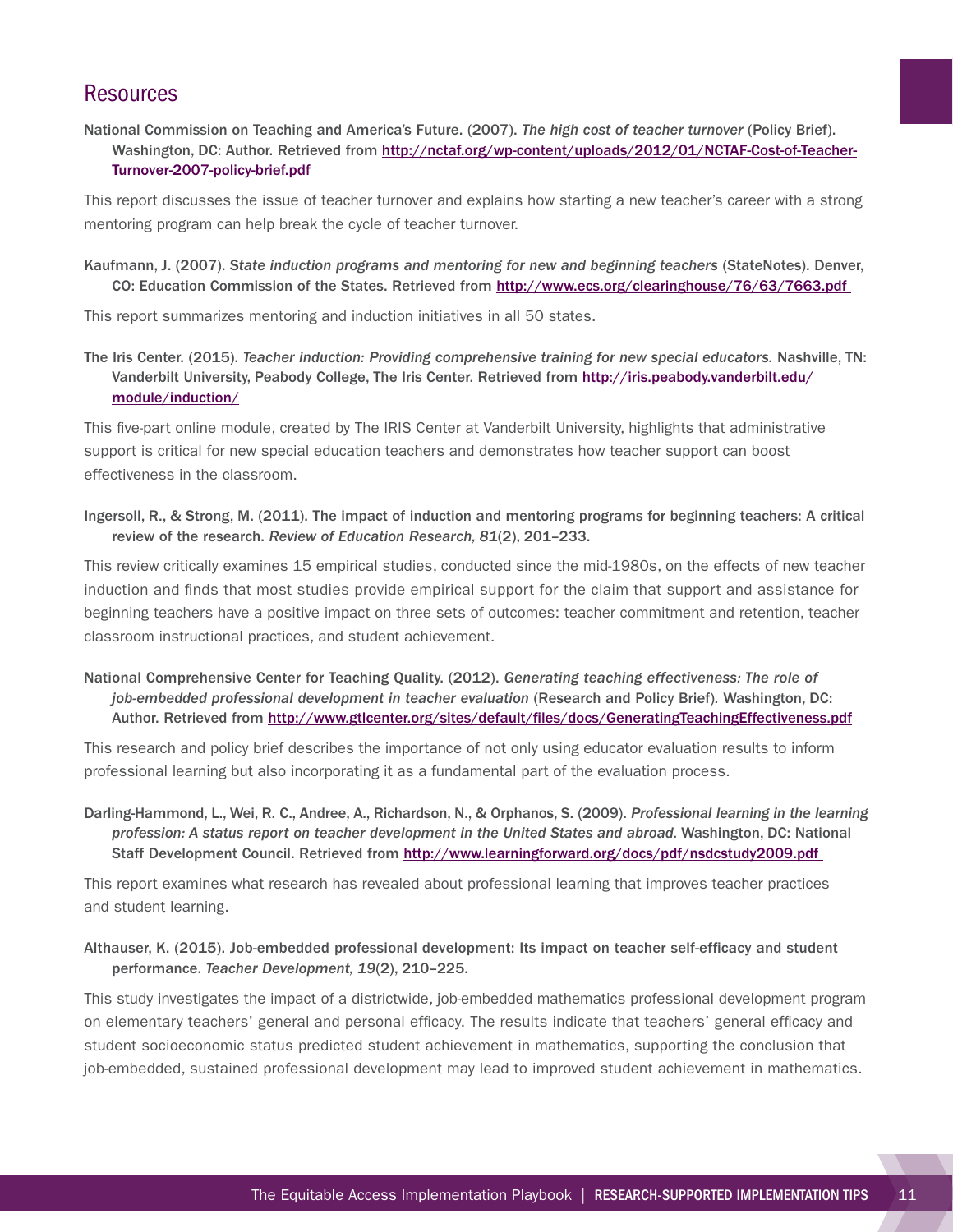## Resources

National Commission on Teaching and America's Future. (2007). *The high cost of teacher turnover* (Policy Brief). Washington, DC: Author. Retrieved from http://nctaf.org/wp-content/uploads/2012/01/NCTAF-Cost-of-Teacher-Turnover-2007-policy-brief.pdf

This report discusses the issue of teacher turnover and explains how starting a new teacher's career with a strong mentoring program can help break the cycle of teacher turnover.

Kaufmann, J. (2007). *State induction programs and mentoring for new and beginning teachers* (StateNotes). Denver, CO: Education Commission of the States. Retrieved from http://www.ecs.org/clearinghouse/76/63/7663.pdf

This report summarizes mentoring and induction initiatives in all 50 states.

The Iris Center. (2015). *Teacher induction: Providing comprehensive training for new special educators.* Nashville, TN: Vanderbilt University, Peabody College, The Iris Center. Retrieved from http://iris.peabody.vanderbilt.edu/module/induction/

This five-part online module, created by The IRIS Center at Vanderbilt University, highlights that administrative support is critical for new special education teachers and demonstrates how teacher support can boost effectiveness in the classroom.

Ingersoll, R., & Strong, M. (2011). The impact of induction and mentoring programs for beginning teachers: A critical review of the research. *Review of Education Research, 81*(2), 201–233.

This review critically examines 15 empirical studies, conducted since the mid-1980s, on the effects of new teacher induction and finds that most studies provide empirical support for the claim that support and assistance for beginning teachers have a positive impact on three sets of outcomes: teacher commitment and retention, teacher classroom instructional practices, and student achievement.

National Comprehensive Center for Teaching Quality. (2012). *Generating teaching effectiveness: The role of job-embedded professional development in teacher evaluation* (Research and Policy Brief). Washington, DC: Author. Retrieved from http://www.gtlcenter.org/sites/default/files/docs/GeneratingTeachingEffectiveness.pdf

This research and policy brief describes the importance of not only using educator evaluation results to inform professional learning but also incorporating it as a fundamental part of the evaluation process.

Darling-Hammond, L., Wei, R. C., Andree, A., Richardson, N., & Orphanos, S. (2009). *Professional learning in the learning profession: A status report on teacher development in the United States and abroad.* Washington, DC: National Staff Development Council. Retrieved from http://www.learningforward.org/docs/pdf/nsdcstudy2009.pdf

This report examines what research has revealed about professional learning that improves teacher practices and student learning.

Althauser, K. (2015). Job-embedded professional development: Its impact on teacher self-efficacy and student performance. *Teacher Development, 19*(2), 210–225.

This study investigates the impact of a districtwide, job-embedded mathematics professional development program on elementary teachers' general and personal efficacy. The results indicate that teachers' general efficacy and student socioeconomic status predicted student achievement in mathematics, supporting the conclusion that job-embedded, sustained professional development may lead to improved student achievement in mathematics.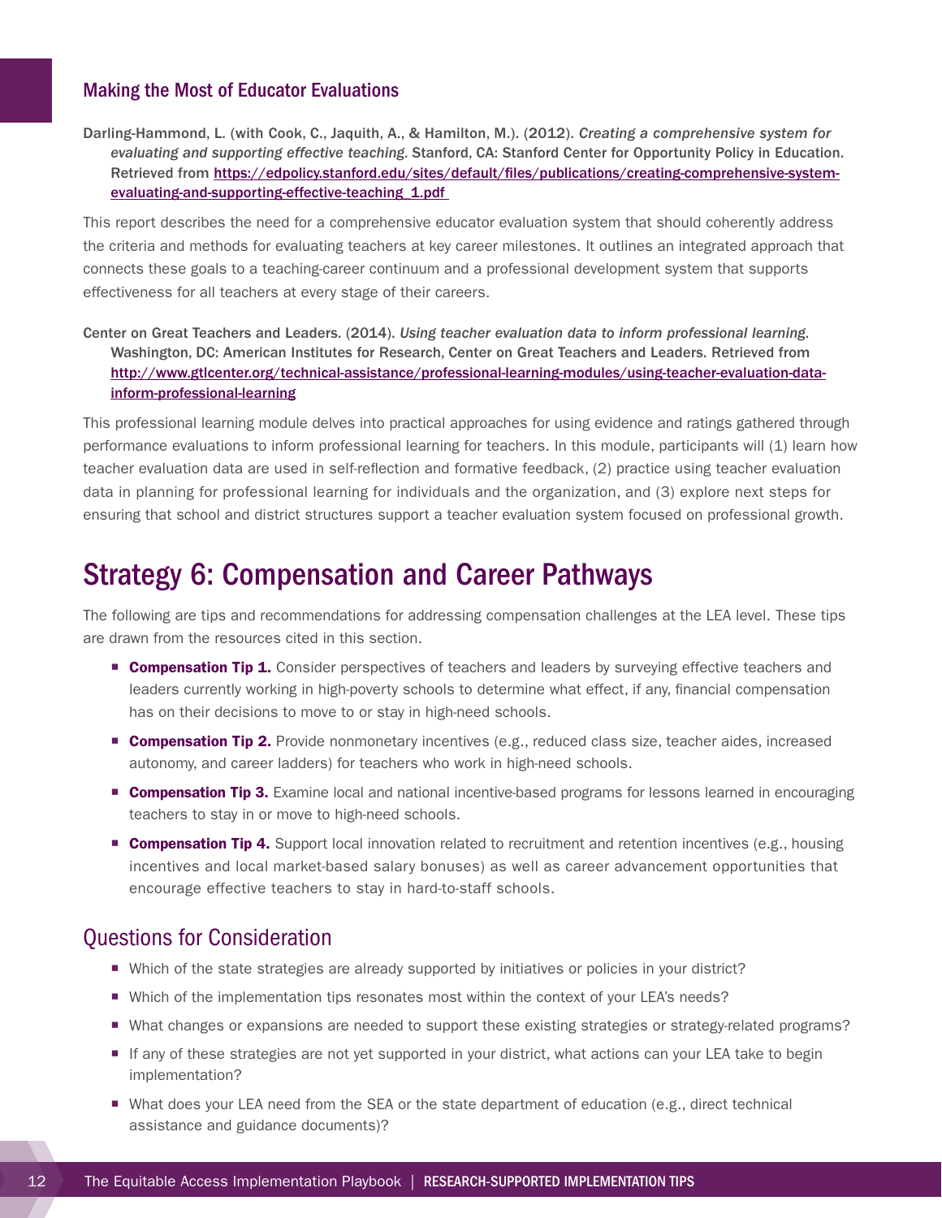### Making the Most of Educator Evaluations

Darling-Hammond, L. (with Cook, C., Jaquith, A., & Hamilton, M.). (2012). *Creating a comprehensive system for evaluating and supporting effective teaching*. Stanford, CA: Stanford Center for Opportunity Policy in Education. Retrieved from https://edpolicy.stanford.edu/sites/default/files/publications/creating-comprehensive-system-evaluating-and-supporting-effective-teaching_1.pdf

This report describes the need for a comprehensive educator evaluation system that should coherently address the criteria and methods for evaluating teachers at key career milestones. It outlines an integrated approach that connects these goals to a teaching-career continuum and a professional development system that supports effectiveness for all teachers at every stage of their careers.

Center on Great Teachers and Leaders. (2014). *Using teacher evaluation data to inform professional learning.* Washington, DC: American Institutes for Research, Center on Great Teachers and Leaders. Retrieved from http://www.gtlcenter.org/technical-assistance/professional-learning-modules/using-teacher-evaluation-data-inform-professional-learning

This professional learning module delves into practical approaches for using evidence and ratings gathered through performance evaluations to inform professional learning for teachers. In this module, participants will (1) learn how teacher evaluation data are used in self-reflection and formative feedback, (2) practice using teacher evaluation data in planning for professional learning for individuals and the organization, and (3) explore next steps for ensuring that school and district structures support a teacher evaluation system focused on professional growth.

## Strategy 6: Compensation and Career Pathways

The following are tips and recommendations for addressing compensation challenges at the LEA level. These tips are drawn from the resources cited in this section.

- **Compensation Tip 1.** Consider perspectives of teachers and leaders by surveying effective teachers and leaders currently working in high-poverty schools to determine what effect, if any, financial compensation has on their decisions to move to or stay in high-need schools.
- **Compensation Tip 2.** Provide nonmonetary incentives (e.g., reduced class size, teacher aides, increased autonomy, and career ladders) for teachers who work in high-need schools.
- **Compensation Tip 3.** Examine local and national incentive-based programs for lessons learned in encouraging teachers to stay in or move to high-need schools.
- **Compensation Tip 4.** Support local innovation related to recruitment and retention incentives (e.g., housing incentives and local market-based salary bonuses) as well as career advancement opportunities that encourage effective teachers to stay in hard-to-staff schools.

### Questions for Consideration

- Which of the state strategies are already supported by initiatives or policies in your district?
- Which of the implementation tips resonates most within the context of your LEA's needs?
- What changes or expansions are needed to support these existing strategies or strategy-related programs?
- If any of these strategies are not yet supported in your district, what actions can your LEA take to begin implementation?
- What does your LEA need from the SEA or the state department of education (e.g., direct technical assistance and guidance documents)?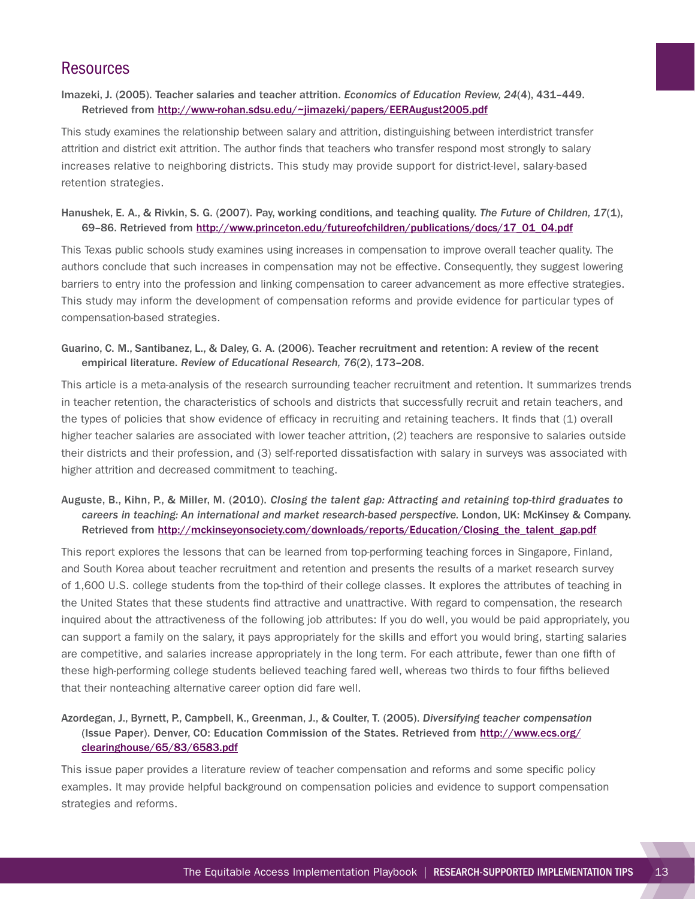## Resources

Imazeki, J. (2005). Teacher salaries and teacher attrition. *Economics of Education Review, 24*(4), 431–449. Retrieved from http://www-rohan.sdsu.edu/~jimazeki/papers/EERAugust2005.pdf

This study examines the relationship between salary and attrition, distinguishing between interdistrict transfer attrition and district exit attrition. The author finds that teachers who transfer respond most strongly to salary increases relative to neighboring districts. This study may provide support for district-level, salary-based retention strategies.

Hanushek, E. A., & Rivkin, S. G. (2007). Pay, working conditions, and teaching quality. *The Future of Children, 17*(1), 69–86. Retrieved from http://www.princeton.edu/futureofchildren/publications/docs/17_01_04.pdf

This Texas public schools study examines using increases in compensation to improve overall teacher quality. The authors conclude that such increases in compensation may not be effective. Consequently, they suggest lowering barriers to entry into the profession and linking compensation to career advancement as more effective strategies. This study may inform the development of compensation reforms and provide evidence for particular types of compensation-based strategies.

Guarino, C. M., Santibanez, L., & Daley, G. A. (2006). Teacher recruitment and retention: A review of the recent empirical literature. *Review of Educational Research, 76*(2), 173–208.

This article is a meta-analysis of the research surrounding teacher recruitment and retention. It summarizes trends in teacher retention, the characteristics of schools and districts that successfully recruit and retain teachers, and the types of policies that show evidence of efficacy in recruiting and retaining teachers. It finds that (1) overall higher teacher salaries are associated with lower teacher attrition, (2) teachers are responsive to salaries outside their districts and their profession, and (3) self-reported dissatisfaction with salary in surveys was associated with higher attrition and decreased commitment to teaching.

Auguste, B., Kihn, P., & Miller, M. (2010). *Closing the talent gap: Attracting and retaining top-third graduates to careers in teaching: An international and market research-based perspective.* London, UK: McKinsey & Company. Retrieved from http://mckinseyonsociety.com/downloads/reports/Education/Closing_the_talent_gap.pdf

This report explores the lessons that can be learned from top-performing teaching forces in Singapore, Finland, and South Korea about teacher recruitment and retention and presents the results of a market research survey of 1,600 U.S. college students from the top-third of their college classes. It explores the attributes of teaching in the United States that these students find attractive and unattractive. With regard to compensation, the research inquired about the attractiveness of the following job attributes: If you do well, you would be paid appropriately, you can support a family on the salary, it pays appropriately for the skills and effort you would bring, starting salaries are competitive, and salaries increase appropriately in the long term. For each attribute, fewer than one fifth of these high-performing college students believed teaching fared well, whereas two thirds to four fifths believed that their nonteaching alternative career option did fare well.

Azordegan, J., Byrnett, P., Campbell, K., Greenman, J., & Coulter, T. (2005). *Diversifying teacher compensation* (Issue Paper). Denver, CO: Education Commission of the States. Retrieved from http://www.ecs.org/clearinghouse/65/83/6583.pdf

This issue paper provides a literature review of teacher compensation and reforms and some specific policy examples. It may provide helpful background on compensation policies and evidence to support compensation strategies and reforms.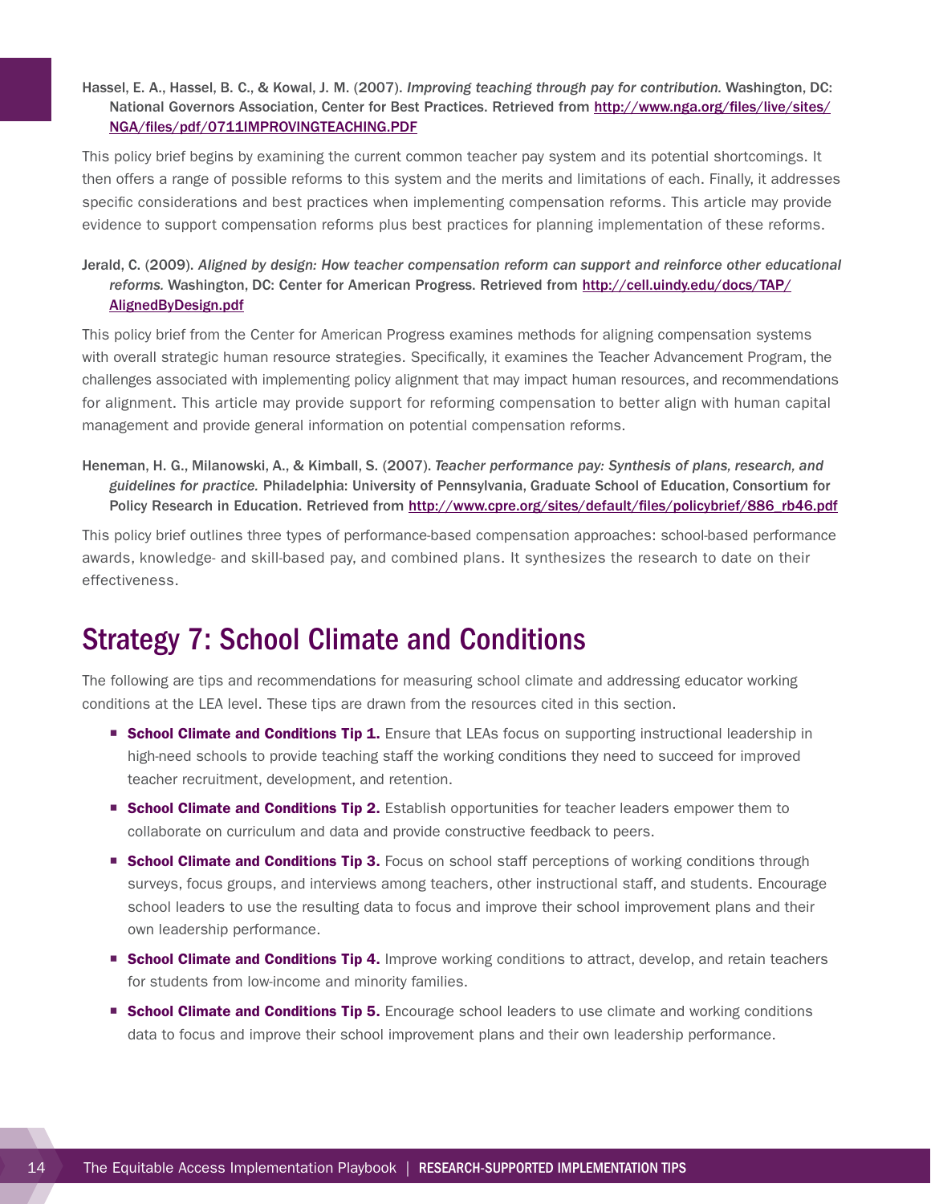Hassel, E. A., Hassel, B. C., & Kowal, J. M. (2007). *Improving teaching through pay for contribution.* Washington, DC: National Governors Association, Center for Best Practices. Retrieved from http://www.nga.org/files/live/sites/NGA/files/pdf/0711IMPROVINGTEACHING.PDF

This policy brief begins by examining the current common teacher pay system and its potential shortcomings. It then offers a range of possible reforms to this system and the merits and limitations of each. Finally, it addresses specific considerations and best practices when implementing compensation reforms. This article may provide evidence to support compensation reforms plus best practices for planning implementation of these reforms.

Jerald, C. (2009). *Aligned by design: How teacher compensation reform can support and reinforce other educational reforms.* Washington, DC: Center for American Progress. Retrieved from http://cell.uindy.edu/docs/TAP/AlignedByDesign.pdf

This policy brief from the Center for American Progress examines methods for aligning compensation systems with overall strategic human resource strategies. Specifically, it examines the Teacher Advancement Program, the challenges associated with implementing policy alignment that may impact human resources, and recommendations for alignment. This article may provide support for reforming compensation to better align with human capital management and provide general information on potential compensation reforms.

Heneman, H. G., Milanowski, A., & Kimball, S. (2007). *Teacher performance pay: Synthesis of plans, research, and guidelines for practice.* Philadelphia: University of Pennsylvania, Graduate School of Education, Consortium for Policy Research in Education. Retrieved from http://www.cpre.org/sites/default/files/policybrief/886_rb46.pdf

This policy brief outlines three types of performance-based compensation approaches: school-based performance awards, knowledge- and skill-based pay, and combined plans. It synthesizes the research to date on their effectiveness.

## Strategy 7: School Climate and Conditions

The following are tips and recommendations for measuring school climate and addressing educator working conditions at the LEA level. These tips are drawn from the resources cited in this section.

- **School Climate and Conditions Tip 1.** Ensure that LEAs focus on supporting instructional leadership in high-need schools to provide teaching staff the working conditions they need to succeed for improved teacher recruitment, development, and retention.
- **School Climate and Conditions Tip 2.** Establish opportunities for teacher leaders empower them to collaborate on curriculum and data and provide constructive feedback to peers.
- **School Climate and Conditions Tip 3.** Focus on school staff perceptions of working conditions through surveys, focus groups, and interviews among teachers, other instructional staff, and students. Encourage school leaders to use the resulting data to focus and improve their school improvement plans and their own leadership performance.
- **School Climate and Conditions Tip 4.** Improve working conditions to attract, develop, and retain teachers for students from low-income and minority families.
- **School Climate and Conditions Tip 5.** Encourage school leaders to use climate and working conditions data to focus and improve their school improvement plans and their own leadership performance.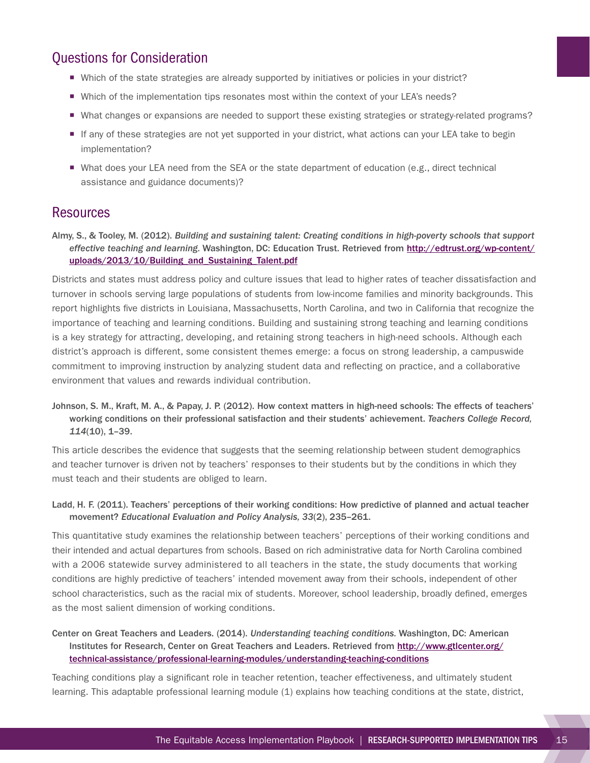## Questions for Consideration

- Which of the state strategies are already supported by initiatives or policies in your district?
- Which of the implementation tips resonates most within the context of your LEA's needs?
- What changes or expansions are needed to support these existing strategies or strategy-related programs?
- If any of these strategies are not yet supported in your district, what actions can your LEA take to begin implementation?
- What does your LEA need from the SEA or the state department of education (e.g., direct technical assistance and guidance documents)?

## Resources

**Almy, S., & Tooley, M. (2012).** ***Building and sustaining talent: Creating conditions in high-poverty schools that support effective teaching and learning.*** **Washington, DC: Education Trust. Retrieved from [http://edtrust.org/wp-content/uploads/2013/10/Building_and_Sustaining_Talent.pdf](http://edtrust.org/wp-content/uploads/2013/10/Building_and_Sustaining_Talent.pdf)**

Districts and states must address policy and culture issues that lead to higher rates of teacher dissatisfaction and turnover in schools serving large populations of students from low-income families and minority backgrounds. This report highlights five districts in Louisiana, Massachusetts, North Carolina, and two in California that recognize the importance of teaching and learning conditions. Building and sustaining strong teaching and learning conditions is a key strategy for attracting, developing, and retaining strong teachers in high-need schools. Although each district's approach is different, some consistent themes emerge: a focus on strong leadership, a campuswide commitment to improving instruction by analyzing student data and reflecting on practice, and a collaborative environment that values and rewards individual contribution.

**Johnson, S. M., Kraft, M. A., & Papay, J. P. (2012). How context matters in high-need schools: The effects of teachers' working conditions on their professional satisfaction and their students' achievement.** ***Teachers College Record, 114*****(10), 1–39.**

This article describes the evidence that suggests that the seeming relationship between student demographics and teacher turnover is driven not by teachers' responses to their students but by the conditions in which they must teach and their students are obliged to learn.

**Ladd, H. F. (2011). Teachers' perceptions of their working conditions: How predictive of planned and actual teacher movement?** ***Educational Evaluation and Policy Analysis, 33*****(2), 235–261.**

This quantitative study examines the relationship between teachers' perceptions of their working conditions and their intended and actual departures from schools. Based on rich administrative data for North Carolina combined with a 2006 statewide survey administered to all teachers in the state, the study documents that working conditions are highly predictive of teachers' intended movement away from their schools, independent of other school characteristics, such as the racial mix of students. Moreover, school leadership, broadly defined, emerges as the most salient dimension of working conditions.

**Center on Great Teachers and Leaders. (2014).** ***Understanding teaching conditions.*** **Washington, DC: American Institutes for Research, Center on Great Teachers and Leaders. Retrieved from [http://www.gtlcenter.org/technical-assistance/professional-learning-modules/understanding-teaching-conditions](http://www.gtlcenter.org/technical-assistance/professional-learning-modules/understanding-teaching-conditions)**

Teaching conditions play a significant role in teacher retention, teacher effectiveness, and ultimately student learning. This adaptable professional learning module (1) explains how teaching conditions at the state, district,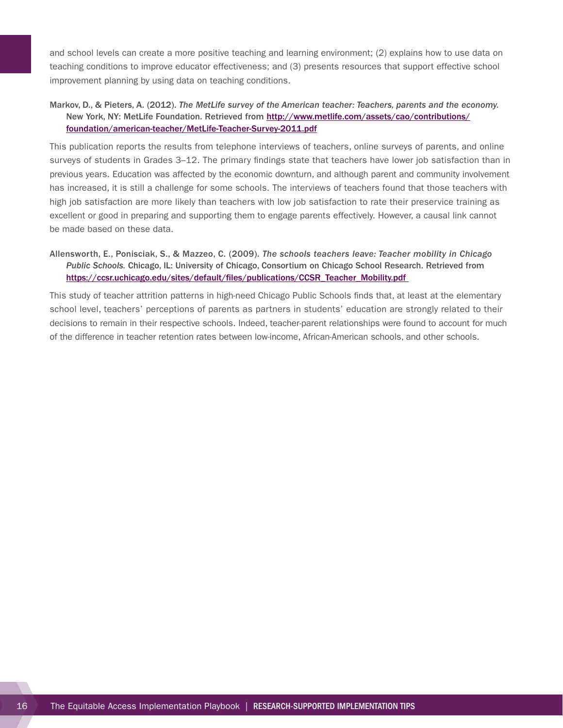and school levels can create a more positive teaching and learning environment; (2) explains how to use data on teaching conditions to improve educator effectiveness; and (3) presents resources that support effective school improvement planning by using data on teaching conditions.

Markov, D., & Pieters, A. (2012). *The MetLife survey of the American teacher: Teachers, parents and the economy.* New York, NY: MetLife Foundation. Retrieved from http://www.metlife.com/assets/cao/contributions/foundation/american-teacher/MetLife-Teacher-Survey-2011.pdf

This publication reports the results from telephone interviews of teachers, online surveys of parents, and online surveys of students in Grades 3–12. The primary findings state that teachers have lower job satisfaction than in previous years. Education was affected by the economic downturn, and although parent and community involvement has increased, it is still a challenge for some schools. The interviews of teachers found that those teachers with high job satisfaction are more likely than teachers with low job satisfaction to rate their preservice training as excellent or good in preparing and supporting them to engage parents effectively. However, a causal link cannot be made based on these data.

Allensworth, E., Ponisciak, S., & Mazzeo, C. (2009). *The schools teachers leave: Teacher mobility in Chicago Public Schools.* Chicago, IL: University of Chicago, Consortium on Chicago School Research. Retrieved from https://ccsr.uchicago.edu/sites/default/files/publications/CCSR_Teacher_Mobility.pdf

This study of teacher attrition patterns in high-need Chicago Public Schools finds that, at least at the elementary school level, teachers' perceptions of parents as partners in students' education are strongly related to their decisions to remain in their respective schools. Indeed, teacher-parent relationships were found to account for much of the difference in teacher retention rates between low-income, African-American schools, and other schools.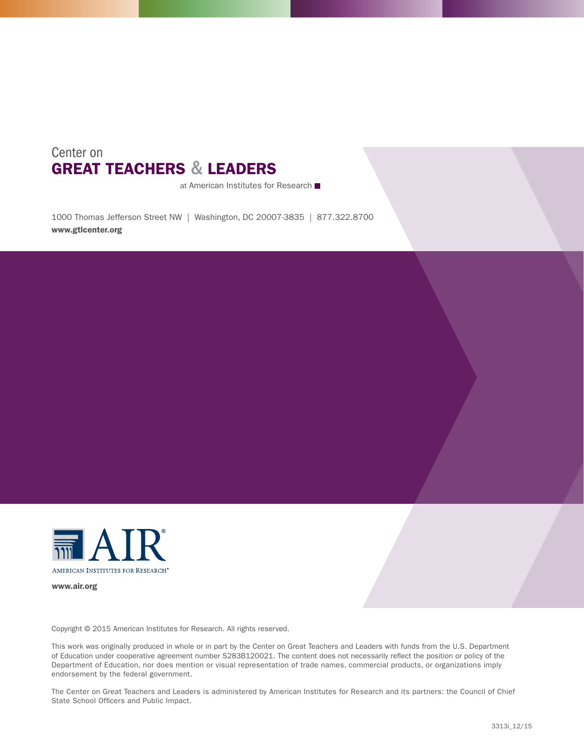Center on
**GREAT TEACHERS & LEADERS**
at American Institutes for Research

1000 Thomas Jefferson Street NW | Washington, DC 20007-3835 | 877.322.8700
**www.gtlcenter.org**

AIR®
American Institutes for Research®

**www.air.org**

Copyright © 2015 American Institutes for Research. All rights reserved.

This work was originally produced in whole or in part by the Center on Great Teachers and Leaders with funds from the U.S. Department of Education under cooperative agreement number S283B120021. The content does not necessarily reflect the position or policy of the Department of Education, nor does mention or visual representation of trade names, commercial products, or organizations imply endorsement by the federal government.

The Center on Great Teachers and Leaders is administered by American Institutes for Research and its partners: the Council of Chief State School Officers and Public Impact.

3313i_12/15